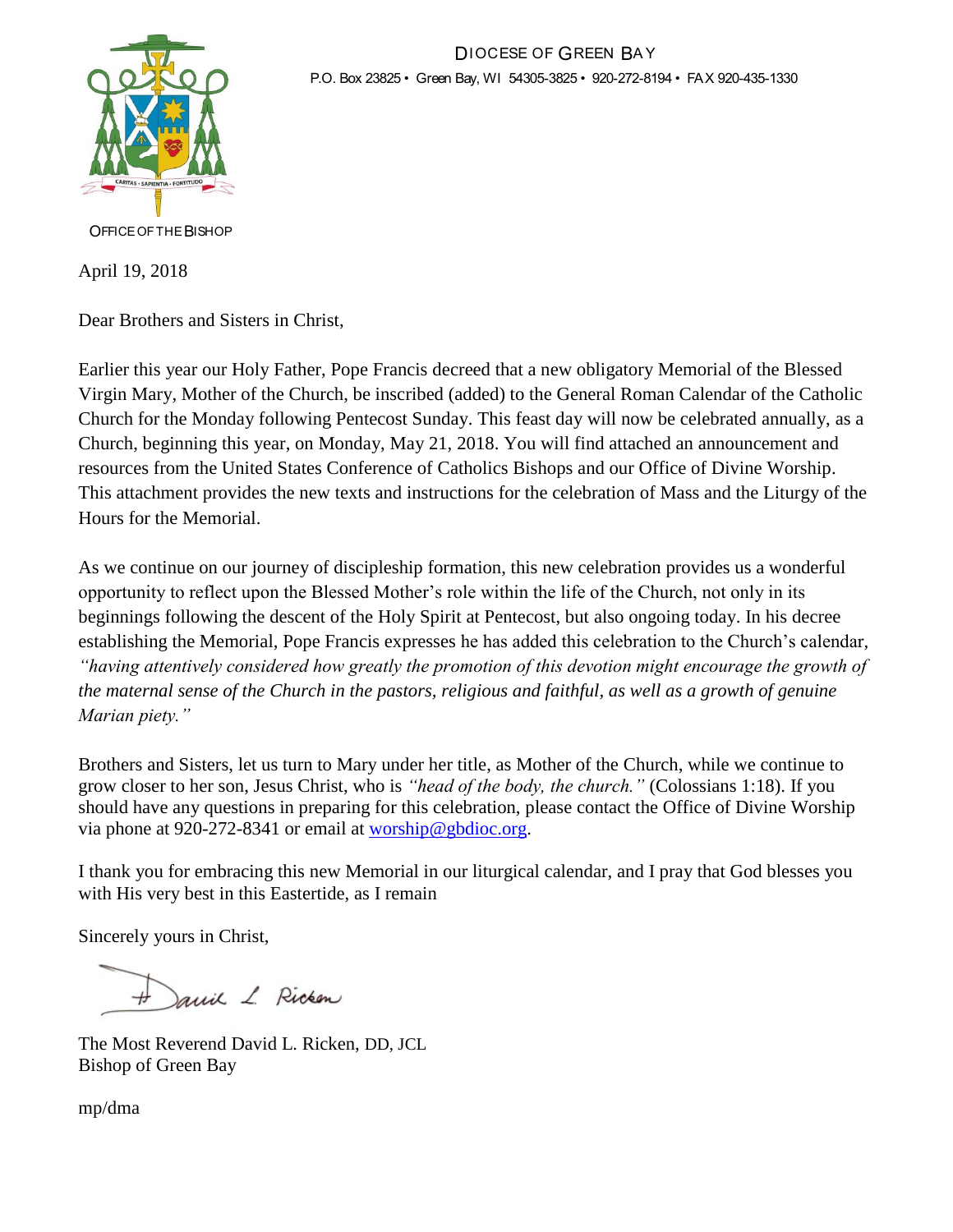DIOCESE OF GREEN BAY

P.O. Box 23825 • Green Bay, WI 54305-3825 • 920-272-8194 • FAX 920-435-1330

CARITAS - SAPIENTIA - FORTITUDO

OFFICE OF THE BISHOP

April 19, 2018

Dear Brothers and Sisters in Christ,

Earlier this year our Holy Father, Pope Francis decreed that a new obligatory Memorial of the Blessed Virgin Mary, Mother of the Church, be inscribed (added) to the General Roman Calendar of the Catholic Church for the Monday following Pentecost Sunday. This feast day will now be celebrated annually, as a Church, beginning this year, on Monday, May 21, 2018. You will find attached an announcement and resources from the United States Conference of Catholics Bishops and our Office of Divine Worship. This attachment provides the new texts and instructions for the celebration of Mass and the Liturgy of the Hours for the Memorial.

As we continue on our journey of discipleship formation, this new celebration provides us a wonderful opportunity to reflect upon the Blessed Mother's role within the life of the Church, not only in its beginnings following the descent of the Holy Spirit at Pentecost, but also ongoing today. In his decree establishing the Memorial, Pope Francis expresses he has added this celebration to the Church's calendar, *"having attentively considered how greatly the promotion of this devotion might encourage the growth of the maternal sense of the Church in the pastors, religious and faithful, as well as a growth of genuine Marian piety."*

Brothers and Sisters, let us turn to Mary under her title, as Mother of the Church, while we continue to grow closer to her son, Jesus Christ, who is *"head of the body, the church."* (Colossians 1:18). If you should have any questions in preparing for this celebration, please contact the Office of Divine Worship via phone at 920-272-8341 or email at worship@gbdioc.org.

I thank you for embracing this new Memorial in our liturgical calendar, and I pray that God blesses you with His very best in this Eastertide, as I remain

Sincerely yours in Christ,

+David L. Ricken

The Most Reverend David L. Ricken, DD, JCL
Bishop of Green Bay

mp/dma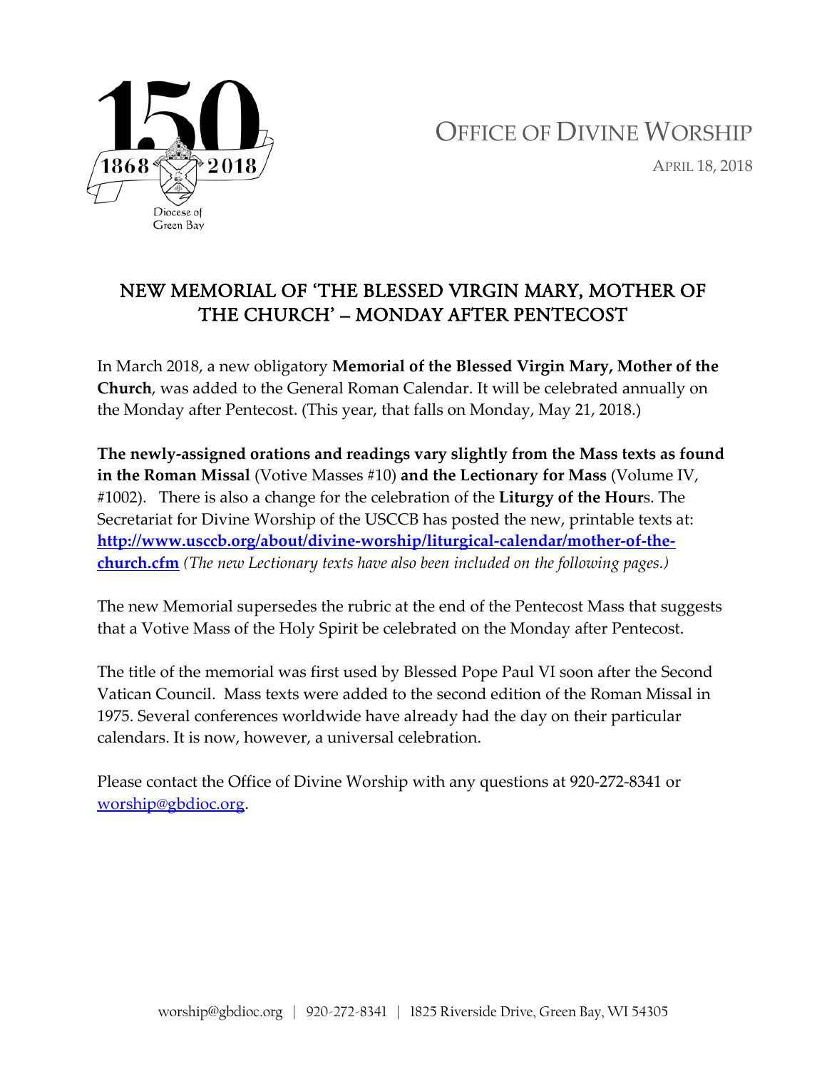# OFFICE OF DIVINE WORSHIP

APRIL 18, 2018

## NEW MEMORIAL OF 'THE BLESSED VIRGIN MARY, MOTHER OF THE CHURCH' – MONDAY AFTER PENTECOST

In March 2018, a new obligatory **Memorial of the Blessed Virgin Mary, Mother of the Church**, was added to the General Roman Calendar. It will be celebrated annually on the Monday after Pentecost. (This year, that falls on Monday, May 21, 2018.)

**The newly-assigned orations and readings vary slightly from the Mass texts as found in the Roman Missal** (Votive Masses #10) **and the Lectionary for Mass** (Volume IV, #1002). There is also a change for the celebration of the **Liturgy of the Hour**s. The Secretariat for Divine Worship of the USCCB has posted the new, printable texts at: **http://www.usccb.org/about/divine-worship/liturgical-calendar/mother-of-the-church.cfm** *(The new Lectionary texts have also been included on the following pages.)*

The new Memorial supersedes the rubric at the end of the Pentecost Mass that suggests that a Votive Mass of the Holy Spirit be celebrated on the Monday after Pentecost.

The title of the memorial was first used by Blessed Pope Paul VI soon after the Second Vatican Council. Mass texts were added to the second edition of the Roman Missal in 1975. Several conferences worldwide have already had the day on their particular calendars. It is now, however, a universal celebration.

Please contact the Office of Divine Worship with any questions at 920-272-8341 or worship@gbdioc.org.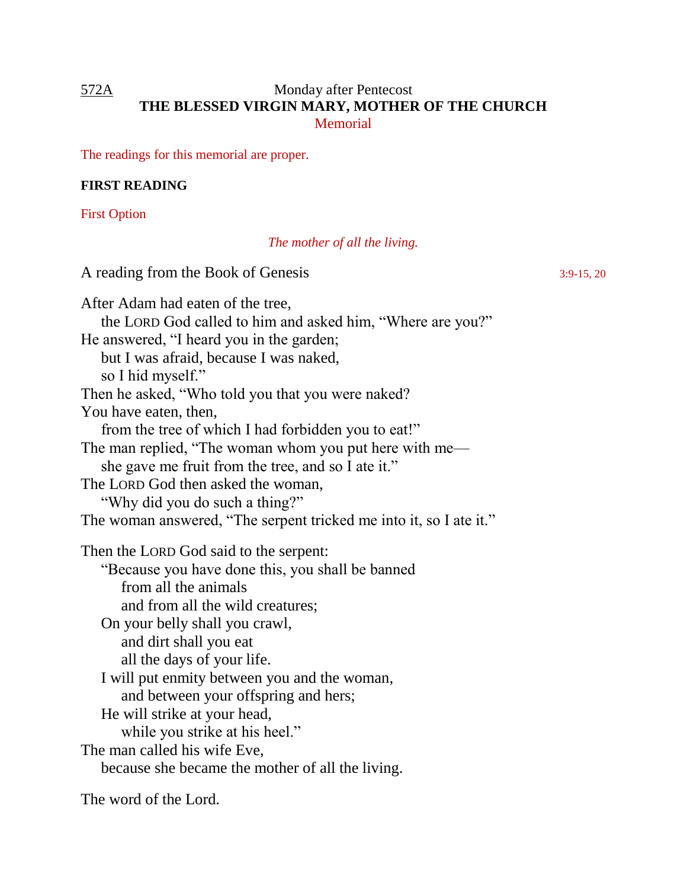<u>572A</u> Monday after Pentecost

**THE BLESSED VIRGIN MARY, MOTHER OF THE CHURCH**

Memorial

The readings for this memorial are proper.

**FIRST READING**

First Option

*The mother of all the living.*

A reading from the Book of Genesis 3:9-15, 20

After Adam had eaten of the tree,
 the LORD God called to him and asked him, “Where are you?”
He answered, “I heard you in the garden;
 but I was afraid, because I was naked,
 so I hid myself.”
Then he asked, “Who told you that you were naked?
You have eaten, then,
 from the tree of which I had forbidden you to eat!”
The man replied, “The woman whom you put here with me—
 she gave me fruit from the tree, and so I ate it.”
The LORD God then asked the woman,
 “Why did you do such a thing?”
The woman answered, “The serpent tricked me into it, so I ate it.”

Then the LORD God said to the serpent:
 “Because you have done this, you shall be banned
  from all the animals
  and from all the wild creatures;
 On your belly shall you crawl,
  and dirt shall you eat
  all the days of your life.
 I will put enmity between you and the woman,
  and between your offspring and hers;
 He will strike at your head,
  while you strike at his heel.”
The man called his wife Eve,
 because she became the mother of all the living.

The word of the Lord.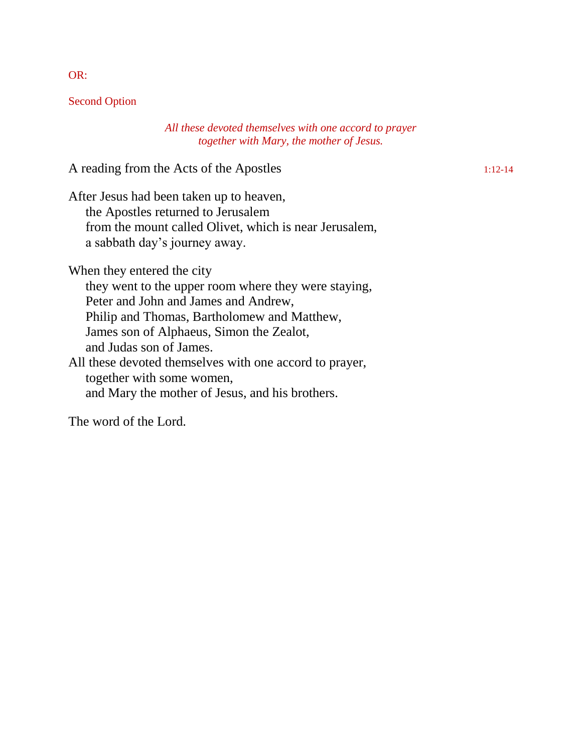OR:

Second Option

*All these devoted themselves with one accord to prayer*
*together with Mary, the mother of Jesus.*

A reading from the Acts of the Apostles 1:12-14

After Jesus had been taken up to heaven,
the Apostles returned to Jerusalem
from the mount called Olivet, which is near Jerusalem,
a sabbath day's journey away.

When they entered the city
they went to the upper room where they were staying,
Peter and John and James and Andrew,
Philip and Thomas, Bartholomew and Matthew,
James son of Alphaeus, Simon the Zealot,
and Judas son of James.
All these devoted themselves with one accord to prayer,
together with some women,
and Mary the mother of Jesus, and his brothers.

The word of the Lord.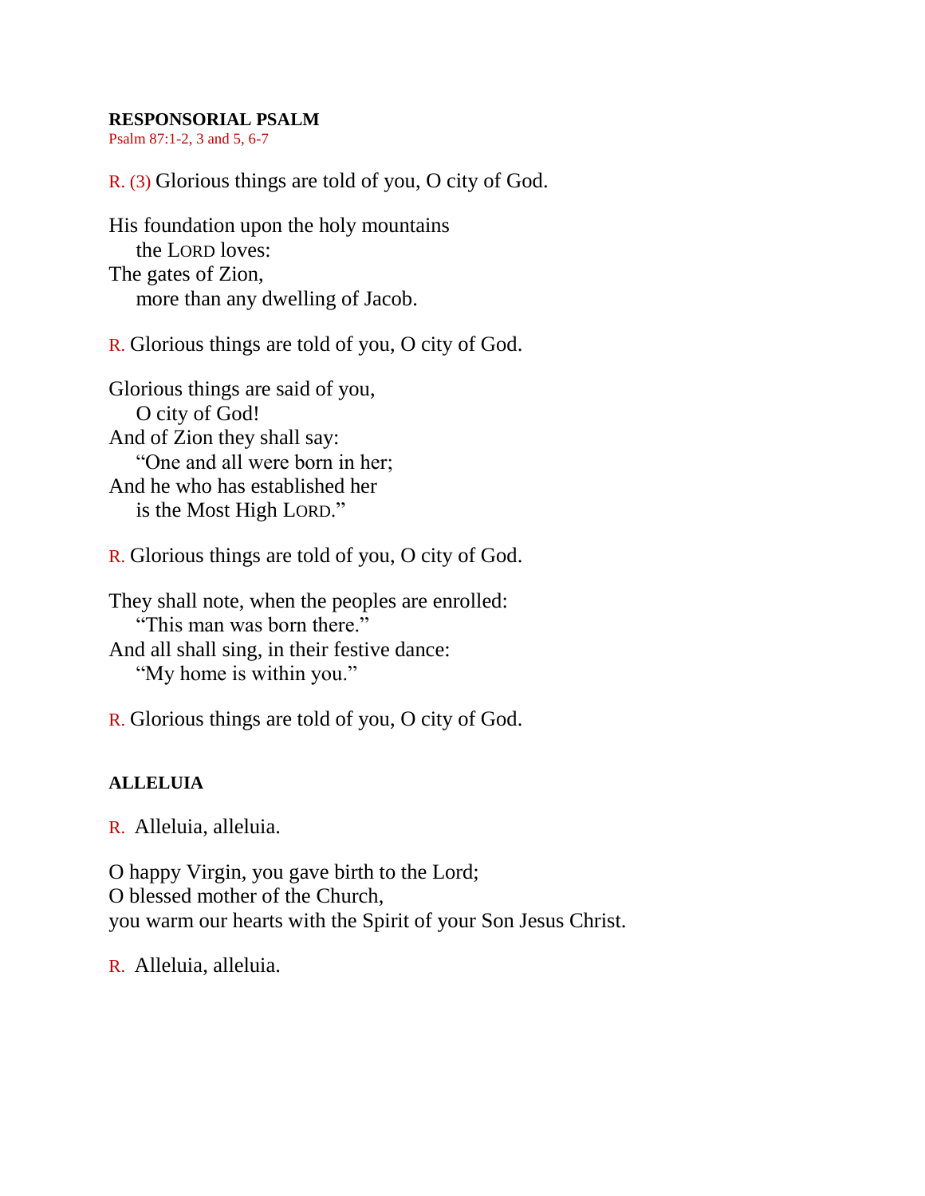**RESPONSORIAL PSALM**
Psalm 87:1-2, 3 and 5, 6-7

R. (3) Glorious things are told of you, O city of God.

His foundation upon the holy mountains
  the LORD loves:
The gates of Zion,
  more than any dwelling of Jacob.

R. Glorious things are told of you, O city of God.

Glorious things are said of you,
  O city of God!
And of Zion they shall say:
  "One and all were born in her;
And he who has established her
  is the Most High LORD."

R. Glorious things are told of you, O city of God.

They shall note, when the peoples are enrolled:
  "This man was born there."
And all shall sing, in their festive dance:
  "My home is within you."

R. Glorious things are told of you, O city of God.

**ALLELUIA**

R. Alleluia, alleluia.

O happy Virgin, you gave birth to the Lord;
O blessed mother of the Church,
you warm our hearts with the Spirit of your Son Jesus Christ.

R. Alleluia, alleluia.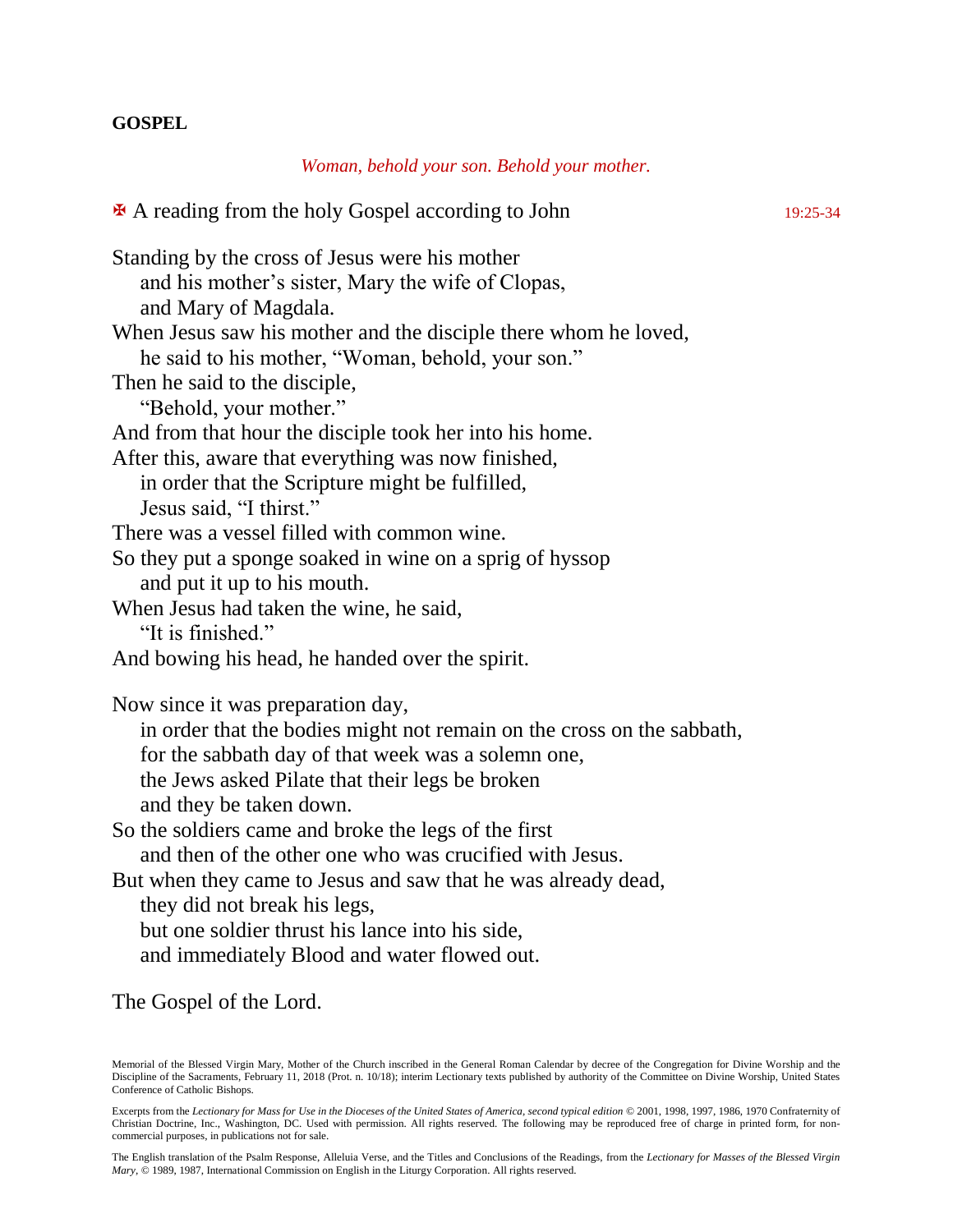**GOSPEL**

*Woman, behold your son. Behold your mother.*

✠ A reading from the holy Gospel according to John 19:25-34

Standing by the cross of Jesus were his mother
and his mother's sister, Mary the wife of Clopas,
and Mary of Magdala.
When Jesus saw his mother and the disciple there whom he loved,
he said to his mother, "Woman, behold, your son."
Then he said to the disciple,
"Behold, your mother."
And from that hour the disciple took her into his home.
After this, aware that everything was now finished,
in order that the Scripture might be fulfilled,
Jesus said, "I thirst."
There was a vessel filled with common wine.
So they put a sponge soaked in wine on a sprig of hyssop
and put it up to his mouth.
When Jesus had taken the wine, he said,
"It is finished."
And bowing his head, he handed over the spirit.

Now since it was preparation day,
in order that the bodies might not remain on the cross on the sabbath,
for the sabbath day of that week was a solemn one,
the Jews asked Pilate that their legs be broken
and they be taken down.
So the soldiers came and broke the legs of the first
and then of the other one who was crucified with Jesus.
But when they came to Jesus and saw that he was already dead,
they did not break his legs,
but one soldier thrust his lance into his side,
and immediately Blood and water flowed out.

The Gospel of the Lord.

Memorial of the Blessed Virgin Mary, Mother of the Church inscribed in the General Roman Calendar by decree of the Congregation for Divine Worship and the Discipline of the Sacraments, February 11, 2018 (Prot. n. 10/18); interim Lectionary texts published by authority of the Committee on Divine Worship, United States Conference of Catholic Bishops.

Excerpts from the *Lectionary for Mass for Use in the Dioceses of the United States of America, second typical edition* © 2001, 1998, 1997, 1986, 1970 Confraternity of Christian Doctrine, Inc., Washington, DC. Used with permission. All rights reserved. The following may be reproduced free of charge in printed form, for non-commercial purposes, in publications not for sale.

The English translation of the Psalm Response, Alleluia Verse, and the Titles and Conclusions of the Readings, from the *Lectionary for Masses of the Blessed Virgin Mary*, © 1989, 1987, International Commission on English in the Liturgy Corporation. All rights reserved.